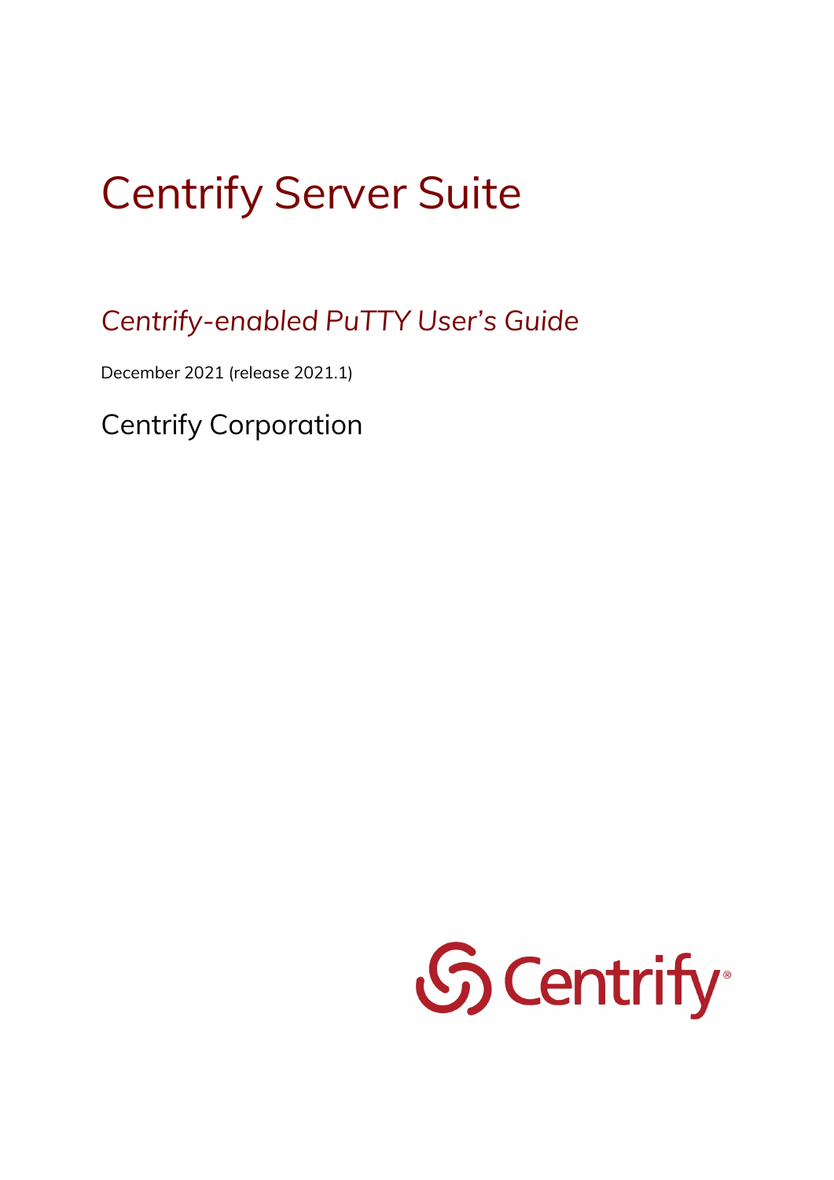# Centrify Server Suite

## *Centrify-enabled PuTTY User's Guide*

December 2021 (release 2021.1)

Centrify Corporation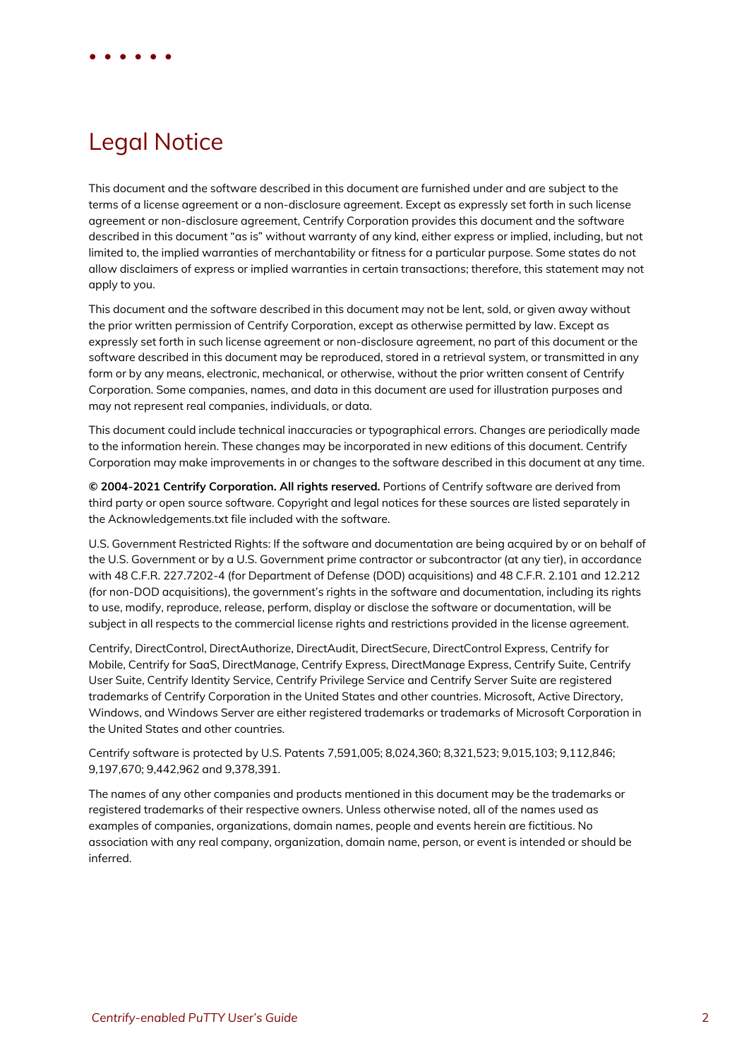# Legal Notice

This document and the software described in this document are furnished under and are subject to the terms of a license agreement or a non-disclosure agreement. Except as expressly set forth in such license agreement or non-disclosure agreement, Centrify Corporation provides this document and the software described in this document "as is" without warranty of any kind, either express or implied, including, but not limited to, the implied warranties of merchantability or fitness for a particular purpose. Some states do not allow disclaimers of express or implied warranties in certain transactions; therefore, this statement may not apply to you.

This document and the software described in this document may not be lent, sold, or given away without the prior written permission of Centrify Corporation, except as otherwise permitted by law. Except as expressly set forth in such license agreement or non-disclosure agreement, no part of this document or the software described in this document may be reproduced, stored in a retrieval system, or transmitted in any form or by any means, electronic, mechanical, or otherwise, without the prior written consent of Centrify Corporation. Some companies, names, and data in this document are used for illustration purposes and may not represent real companies, individuals, or data.

This document could include technical inaccuracies or typographical errors. Changes are periodically made to the information herein. These changes may be incorporated in new editions of this document. Centrify Corporation may make improvements in or changes to the software described in this document at any time.

**© 2004-2021 Centrify Corporation. All rights reserved.** Portions of Centrify software are derived from third party or open source software. Copyright and legal notices for these sources are listed separately in the Acknowledgements.txt file included with the software.

U.S. Government Restricted Rights: If the software and documentation are being acquired by or on behalf of the U.S. Government or by a U.S. Government prime contractor or subcontractor (at any tier), in accordance with 48 C.F.R. 227.7202-4 (for Department of Defense (DOD) acquisitions) and 48 C.F.R. 2.101 and 12.212 (for non-DOD acquisitions), the government's rights in the software and documentation, including its rights to use, modify, reproduce, release, perform, display or disclose the software or documentation, will be subject in all respects to the commercial license rights and restrictions provided in the license agreement.

Centrify, DirectControl, DirectAuthorize, DirectAudit, DirectSecure, DirectControl Express, Centrify for Mobile, Centrify for SaaS, DirectManage, Centrify Express, DirectManage Express, Centrify Suite, Centrify User Suite, Centrify Identity Service, Centrify Privilege Service and Centrify Server Suite are registered trademarks of Centrify Corporation in the United States and other countries. Microsoft, Active Directory, Windows, and Windows Server are either registered trademarks or trademarks of Microsoft Corporation in the United States and other countries.

Centrify software is protected by U.S. Patents 7,591,005; 8,024,360; 8,321,523; 9,015,103; 9,112,846; 9,197,670; 9,442,962 and 9,378,391.

The names of any other companies and products mentioned in this document may be the trademarks or registered trademarks of their respective owners. Unless otherwise noted, all of the names used as examples of companies, organizations, domain names, people and events herein are fictitious. No association with any real company, organization, domain name, person, or event is intended or should be inferred.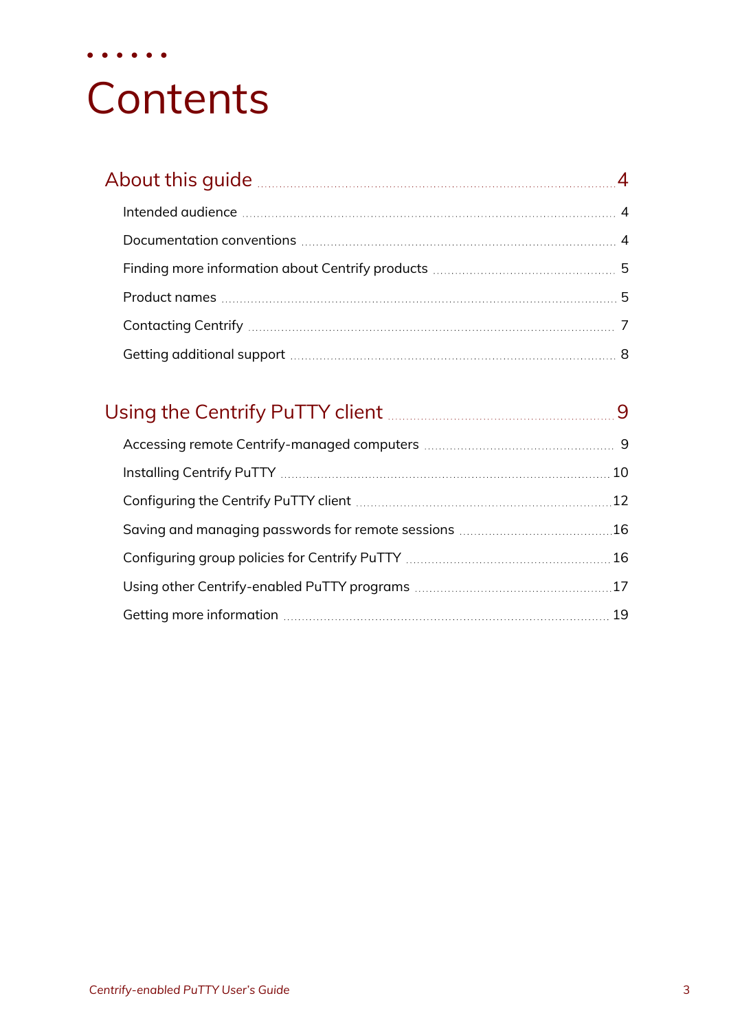# Contents

## About this guide ..... 4

- Intended audience ..... 4
- Documentation conventions ..... 4
- Finding more information about Centrify products ..... 5
- Product names ..... 5
- Contacting Centrify ..... 7
- Getting additional support ..... 8

## Using the Centrify PuTTY client ..... 9

- Accessing remote Centrify-managed computers ..... 9
- Installing Centrify PuTTY ..... 10
- Configuring the Centrify PuTTY client ..... 12
- Saving and managing passwords for remote sessions ..... 16
- Configuring group policies for Centrify PuTTY ..... 16
- Using other Centrify-enabled PuTTY programs ..... 17
- Getting more information ..... 19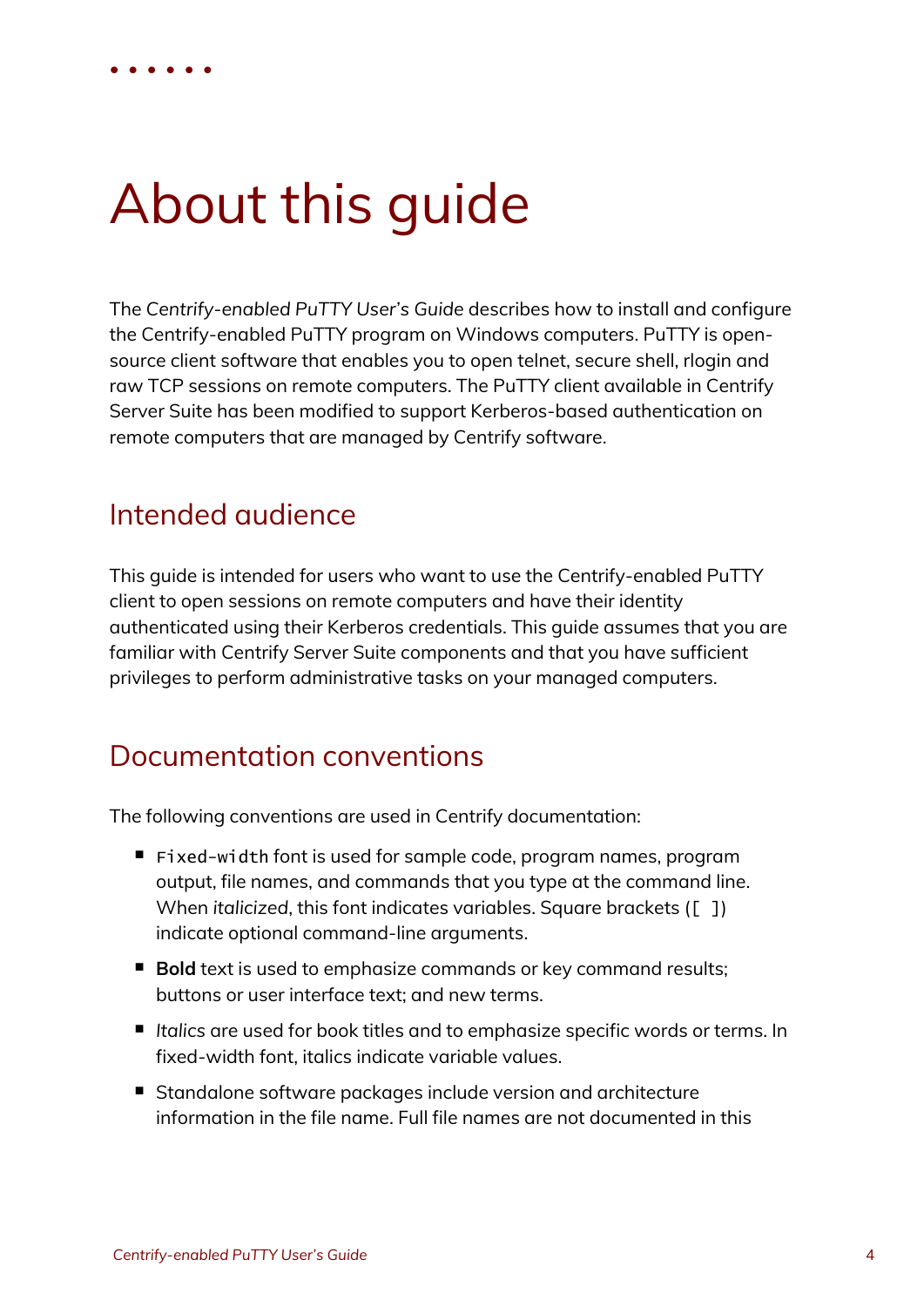# About this guide

The *Centrify-enabled PuTTY User's Guide* describes how to install and configure the Centrify-enabled PuTTY program on Windows computers. PuTTY is open-source client software that enables you to open telnet, secure shell, rlogin and raw TCP sessions on remote computers. The PuTTY client available in Centrify Server Suite has been modified to support Kerberos-based authentication on remote computers that are managed by Centrify software.

## Intended audience

This guide is intended for users who want to use the Centrify-enabled PuTTY client to open sessions on remote computers and have their identity authenticated using their Kerberos credentials. This guide assumes that you are familiar with Centrify Server Suite components and that you have sufficient privileges to perform administrative tasks on your managed computers.

## Documentation conventions

The following conventions are used in Centrify documentation:

- `Fixed-width` font is used for sample code, program names, program output, file names, and commands that you type at the command line. When *italicized*, this font indicates variables. Square brackets (`[ ]`) indicate optional command-line arguments.
- **Bold** text is used to emphasize commands or key command results; buttons or user interface text; and new terms.
- *Italics* are used for book titles and to emphasize specific words or terms. In fixed-width font, italics indicate variable values.
- Standalone software packages include version and architecture information in the file name. Full file names are not documented in this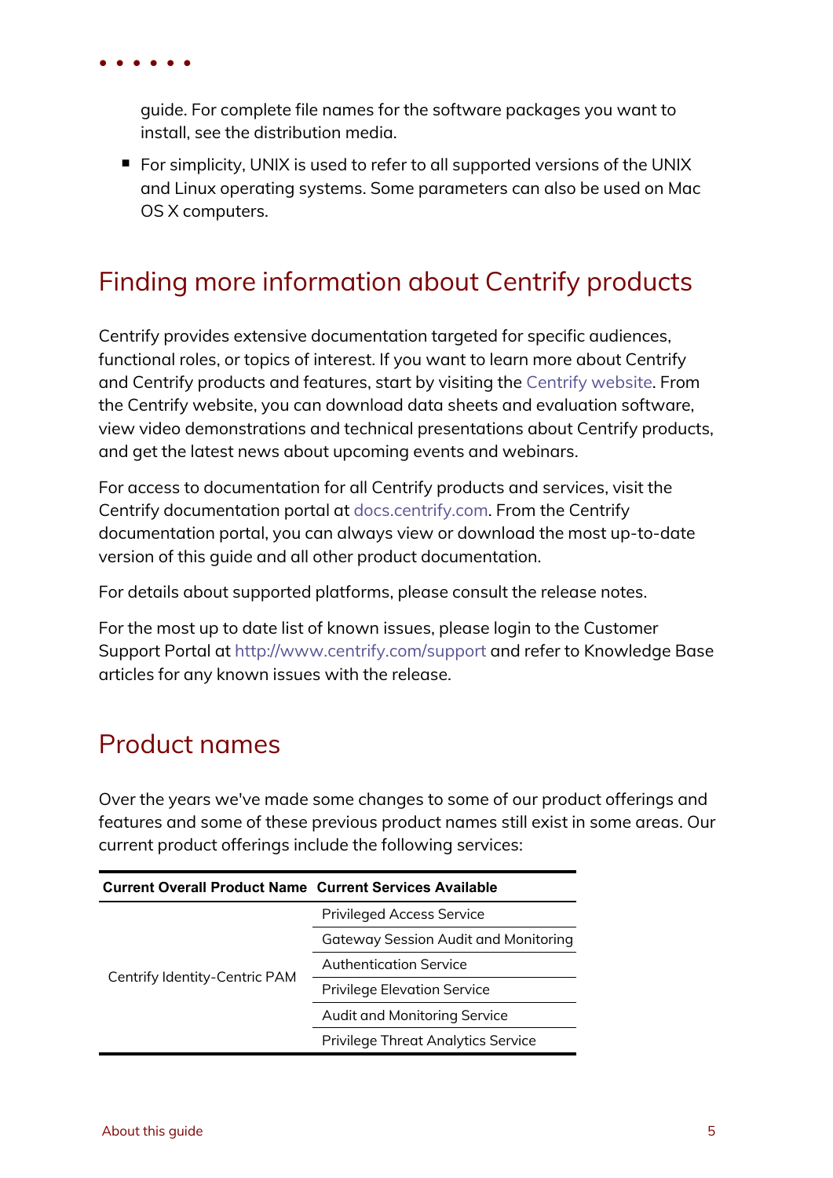guide. For complete file names for the software packages you want to install, see the distribution media.

- For simplicity, UNIX is used to refer to all supported versions of the UNIX and Linux operating systems. Some parameters can also be used on Mac OS X computers.

## Finding more information about Centrify products

Centrify provides extensive documentation targeted for specific audiences, functional roles, or topics of interest. If you want to learn more about Centrify and Centrify products and features, start by visiting the Centrify website. From the Centrify website, you can download data sheets and evaluation software, view video demonstrations and technical presentations about Centrify products, and get the latest news about upcoming events and webinars.

For access to documentation for all Centrify products and services, visit the Centrify documentation portal at docs.centrify.com. From the Centrify documentation portal, you can always view or download the most up-to-date version of this guide and all other product documentation.

For details about supported platforms, please consult the release notes.

For the most up to date list of known issues, please login to the Customer Support Portal at http://www.centrify.com/support and refer to Knowledge Base articles for any known issues with the release.

## Product names

Over the years we've made some changes to some of our product offerings and features and some of these previous product names still exist in some areas. Our current product offerings include the following services:

| Current Overall Product Name | Current Services Available |
|---|---|
| Centrify Identity-Centric PAM | Privileged Access Service |
| | Gateway Session Audit and Monitoring |
| | Authentication Service |
| | Privilege Elevation Service |
| | Audit and Monitoring Service |
| | Privilege Threat Analytics Service |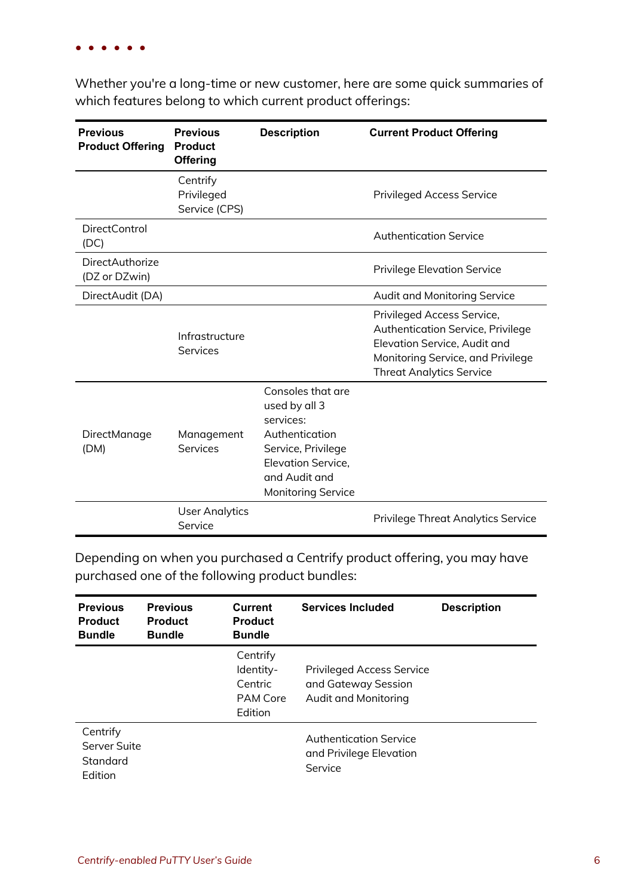Whether you're a long-time or new customer, here are some quick summaries of which features belong to which current product offerings:

| Previous Product Offering | Previous Product Offering | Description | Current Product Offering |
| --- | --- | --- | --- |
| | Centrify Privileged Service (CPS) | | Privileged Access Service |
| DirectControl (DC) | | | Authentication Service |
| DirectAuthorize (DZ or DZwin) | | | Privilege Elevation Service |
| DirectAudit (DA) | | | Audit and Monitoring Service |
| | Infrastructure Services | | Privileged Access Service, Authentication Service, Privilege Elevation Service, Audit and Monitoring Service, and Privilege Threat Analytics Service |
| DirectManage (DM) | Management Services | Consoles that are used by all 3 services: Authentication Service, Privilege Elevation Service, and Audit and Monitoring Service | |
| | User Analytics Service | | Privilege Threat Analytics Service |

Depending on when you purchased a Centrify product offering, you may have purchased one of the following product bundles:

| Previous Product Bundle | Previous Product Bundle | Current Product Bundle | Services Included | Description |
| --- | --- | --- | --- | --- |
| | | Centrify Identity-Centric PAM Core Edition | Privileged Access Service and Gateway Session Audit and Monitoring | |
| Centrify Server Suite Standard Edition | | | Authentication Service and Privilege Elevation Service | |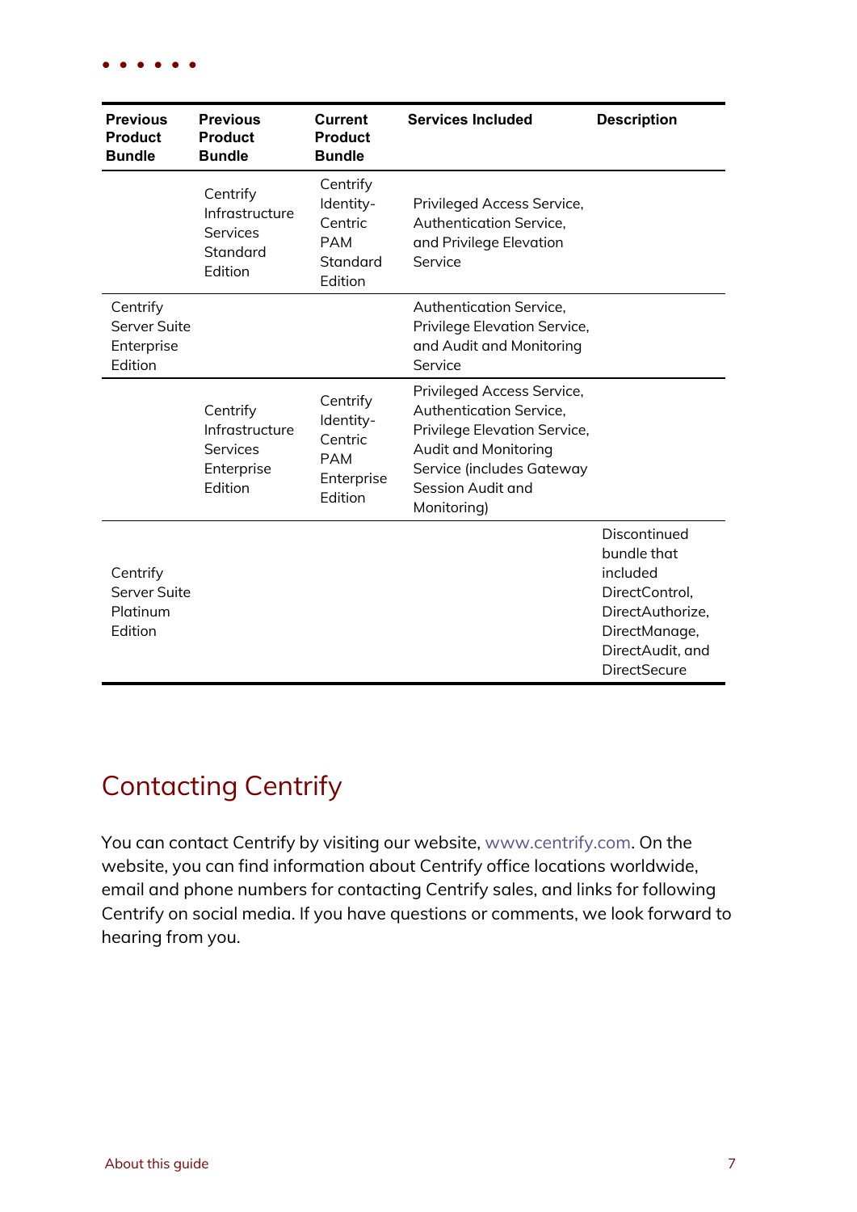| Previous Product Bundle | Previous Product Bundle | Current Product Bundle | Services Included | Description |
|---|---|---|---|---|
| | Centrify Infrastructure Services Standard Edition | Centrify Identity-Centric PAM Standard Edition | Privileged Access Service, Authentication Service, and Privilege Elevation Service | |
| Centrify Server Suite Enterprise Edition | | | Authentication Service, Privilege Elevation Service, and Audit and Monitoring Service | |
| | Centrify Infrastructure Services Enterprise Edition | Centrify Identity-Centric PAM Enterprise Edition | Privileged Access Service, Authentication Service, Privilege Elevation Service, Audit and Monitoring Service (includes Gateway Session Audit and Monitoring) | |
| Centrify Server Suite Platinum Edition | | | | Discontinued bundle that included DirectControl, DirectAuthorize, DirectManage, DirectAudit, and DirectSecure |

# Contacting Centrify

You can contact Centrify by visiting our website, www.centrify.com. On the website, you can find information about Centrify office locations worldwide, email and phone numbers for contacting Centrify sales, and links for following Centrify on social media. If you have questions or comments, we look forward to hearing from you.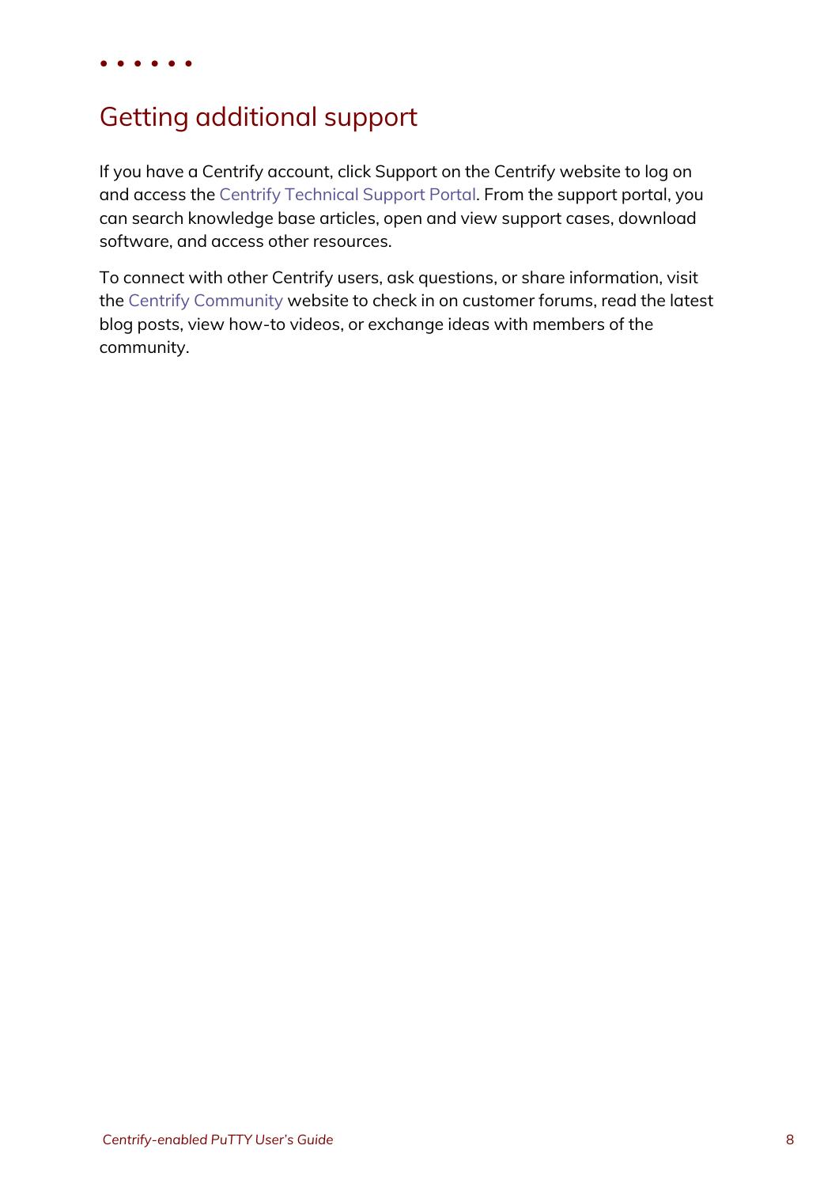# Getting additional support

If you have a Centrify account, click Support on the Centrify website to log on and access the Centrify Technical Support Portal. From the support portal, you can search knowledge base articles, open and view support cases, download software, and access other resources.

To connect with other Centrify users, ask questions, or share information, visit the Centrify Community website to check in on customer forums, read the latest blog posts, view how-to videos, or exchange ideas with members of the community.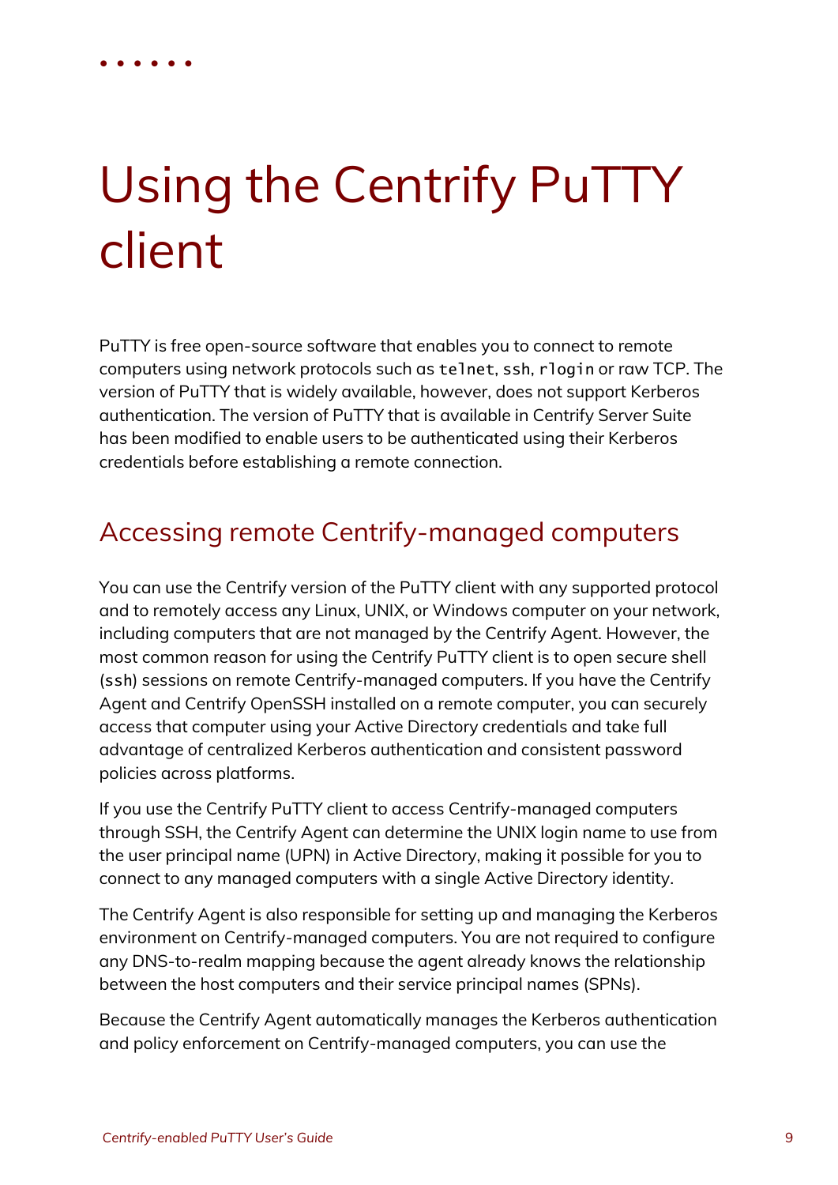# Using the Centrify PuTTY client

PuTTY is free open-source software that enables you to connect to remote computers using network protocols such as `telnet`, `ssh`, `rlogin` or raw TCP. The version of PuTTY that is widely available, however, does not support Kerberos authentication. The version of PuTTY that is available in Centrify Server Suite has been modified to enable users to be authenticated using their Kerberos credentials before establishing a remote connection.

## Accessing remote Centrify-managed computers

You can use the Centrify version of the PuTTY client with any supported protocol and to remotely access any Linux, UNIX, or Windows computer on your network, including computers that are not managed by the Centrify Agent. However, the most common reason for using the Centrify PuTTY client is to open secure shell (`ssh`) sessions on remote Centrify-managed computers. If you have the Centrify Agent and Centrify OpenSSH installed on a remote computer, you can securely access that computer using your Active Directory credentials and take full advantage of centralized Kerberos authentication and consistent password policies across platforms.

If you use the Centrify PuTTY client to access Centrify-managed computers through SSH, the Centrify Agent can determine the UNIX login name to use from the user principal name (UPN) in Active Directory, making it possible for you to connect to any managed computers with a single Active Directory identity.

The Centrify Agent is also responsible for setting up and managing the Kerberos environment on Centrify-managed computers. You are not required to configure any DNS-to-realm mapping because the agent already knows the relationship between the host computers and their service principal names (SPNs).

Because the Centrify Agent automatically manages the Kerberos authentication and policy enforcement on Centrify-managed computers, you can use the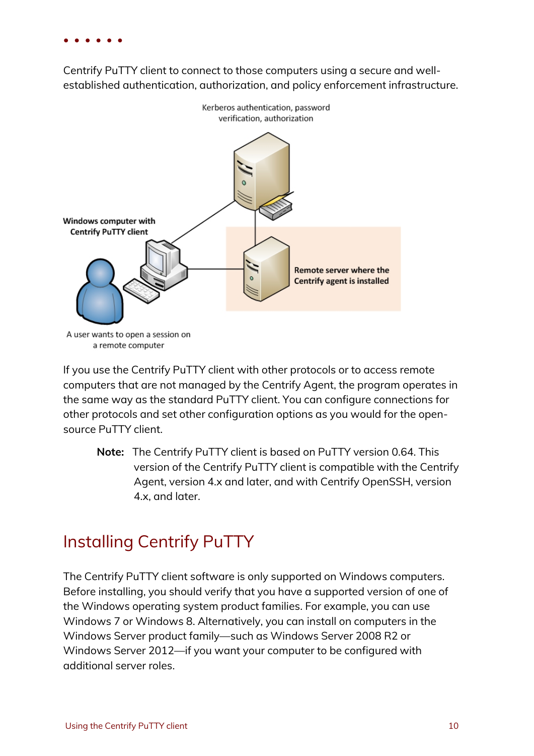Centrify PuTTY client to connect to those computers using a secure and well-established authentication, authorization, and policy enforcement infrastructure.

Kerberos authentication, password verification, authorization

Windows computer with Centrify PuTTY client

Remote server where the Centrify agent is installed

A user wants to open a session on a remote computer

If you use the Centrify PuTTY client with other protocols or to access remote computers that are not managed by the Centrify Agent, the program operates in the same way as the standard PuTTY client. You can configure connections for other protocols and set other configuration options as you would for the open-source PuTTY client.

> **Note:** The Centrify PuTTY client is based on PuTTY version 0.64. This version of the Centrify PuTTY client is compatible with the Centrify Agent, version 4.x and later, and with Centrify OpenSSH, version 4.x, and later.

## Installing Centrify PuTTY

The Centrify PuTTY client software is only supported on Windows computers. Before installing, you should verify that you have a supported version of one of the Windows operating system product families. For example, you can use Windows 7 or Windows 8. Alternatively, you can install on computers in the Windows Server product family—such as Windows Server 2008 R2 or Windows Server 2012—if you want your computer to be configured with additional server roles.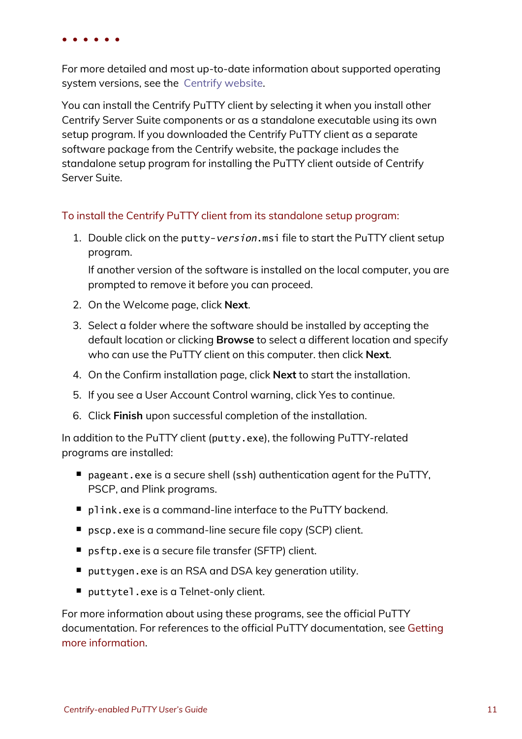For more detailed and most up-to-date information about supported operating system versions, see the Centrify website.

You can install the Centrify PuTTY client by selecting it when you install other Centrify Server Suite components or as a standalone executable using its own setup program. If you downloaded the Centrify PuTTY client as a separate software package from the Centrify website, the package includes the standalone setup program for installing the PuTTY client outside of Centrify Server Suite.

To install the Centrify PuTTY client from its standalone setup program:

1. Double click on the `putty-version.msi` file to start the PuTTY client setup program.

   If another version of the software is installed on the local computer, you are prompted to remove it before you can proceed.

2. On the Welcome page, click **Next**.
3. Select a folder where the software should be installed by accepting the default location or clicking **Browse** to select a different location and specify who can use the PuTTY client on this computer. then click **Next**.
4. On the Confirm installation page, click **Next** to start the installation.
5. If you see a User Account Control warning, click Yes to continue.
6. Click **Finish** upon successful completion of the installation.

In addition to the PuTTY client (`putty.exe`), the following PuTTY-related programs are installed:

- `pageant.exe` is a secure shell (`ssh`) authentication agent for the PuTTY, PSCP, and Plink programs.
- `plink.exe` is a command-line interface to the PuTTY backend.
- `pscp.exe` is a command-line secure file copy (SCP) client.
- `psftp.exe` is a secure file transfer (SFTP) client.
- `puttygen.exe` is an RSA and DSA key generation utility.
- `puttytel.exe` is a Telnet-only client.

For more information about using these programs, see the official PuTTY documentation. For references to the official PuTTY documentation, see Getting more information.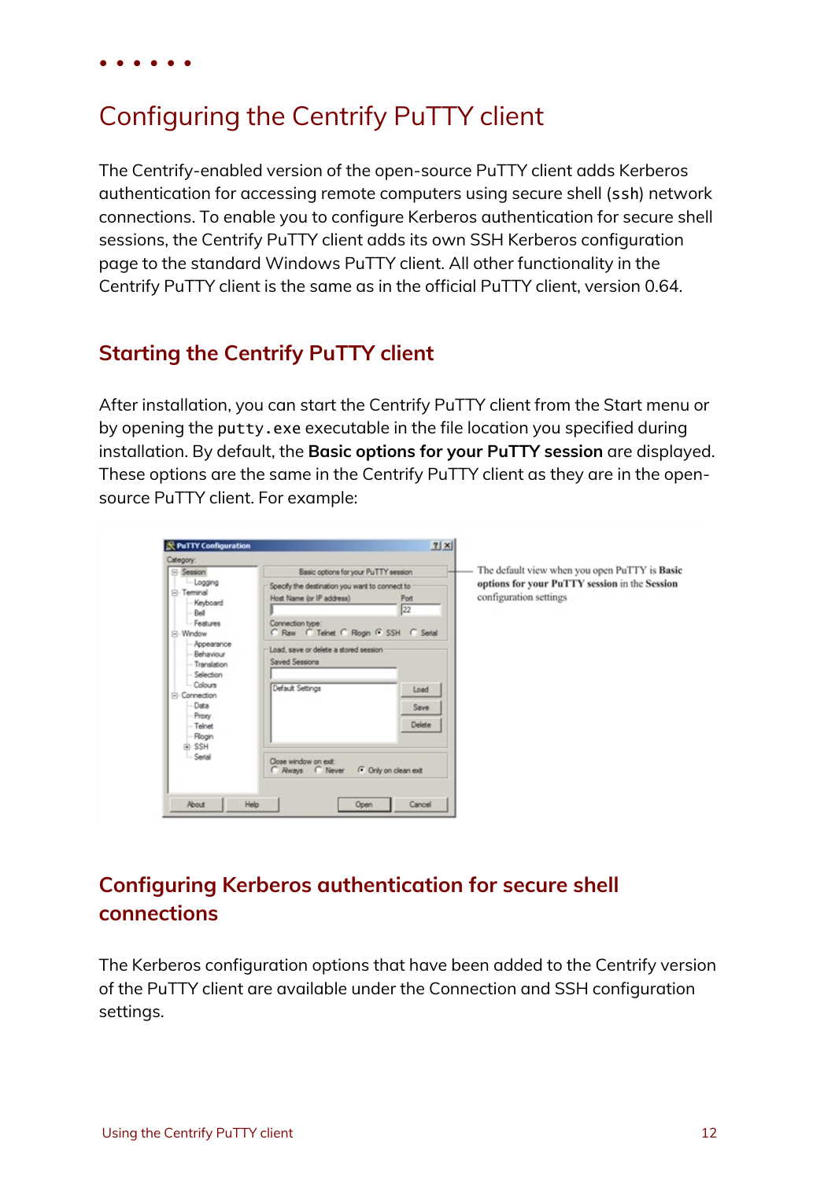# Configuring the Centrify PuTTY client

The Centrify-enabled version of the open-source PuTTY client adds Kerberos authentication for accessing remote computers using secure shell (`ssh`) network connections. To enable you to configure Kerberos authentication for secure shell sessions, the Centrify PuTTY client adds its own SSH Kerberos configuration page to the standard Windows PuTTY client. All other functionality in the Centrify PuTTY client is the same as in the official PuTTY client, version 0.64.

## Starting the Centrify PuTTY client

After installation, you can start the Centrify PuTTY client from the Start menu or by opening the `putty.exe` executable in the file location you specified during installation. By default, the **Basic options for your PuTTY session** are displayed. These options are the same in the Centrify PuTTY client as they are in the open-source PuTTY client. For example:

The default view when you open PuTTY is **Basic options for your PuTTY session** in the **Session** configuration settings

## Configuring Kerberos authentication for secure shell connections

The Kerberos configuration options that have been added to the Centrify version of the PuTTY client are available under the Connection and SSH configuration settings.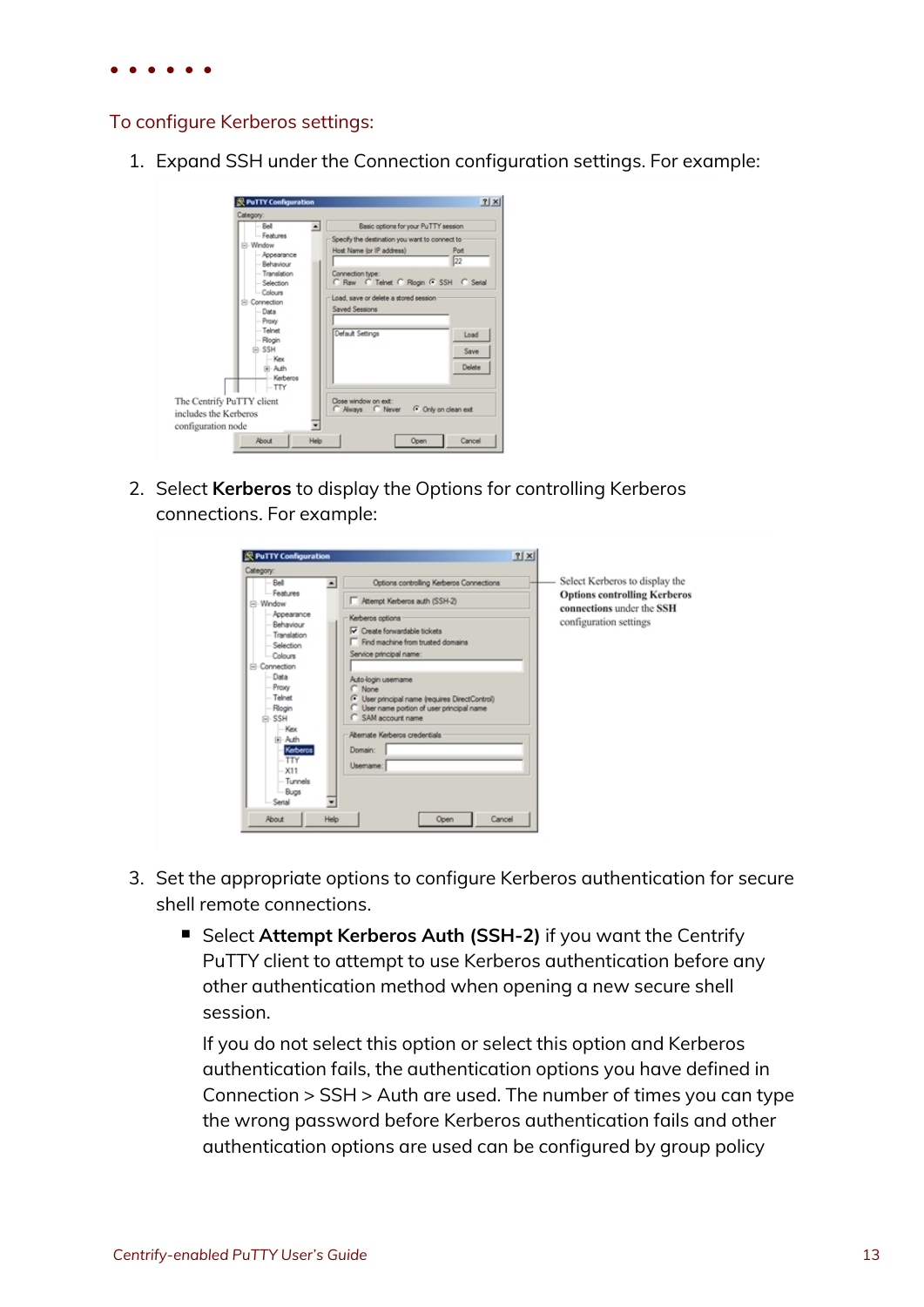To configure Kerberos settings:

1. Expand SSH under the Connection configuration settings. For example:

   The Centrify PuTTY client includes the Kerberos configuration node

2. Select **Kerberos** to display the Options for controlling Kerberos connections. For example:

   Select Kerberos to display the **Options controlling Kerberos connections** under the **SSH** configuration settings

3. Set the appropriate options to configure Kerberos authentication for secure shell remote connections.

   - Select **Attempt Kerberos Auth (SSH-2)** if you want the Centrify PuTTY client to attempt to use Kerberos authentication before any other authentication method when opening a new secure shell session.

     If you do not select this option or select this option and Kerberos authentication fails, the authentication options you have defined in Connection > SSH > Auth are used. The number of times you can type the wrong password before Kerberos authentication fails and other authentication options are used can be configured by group policy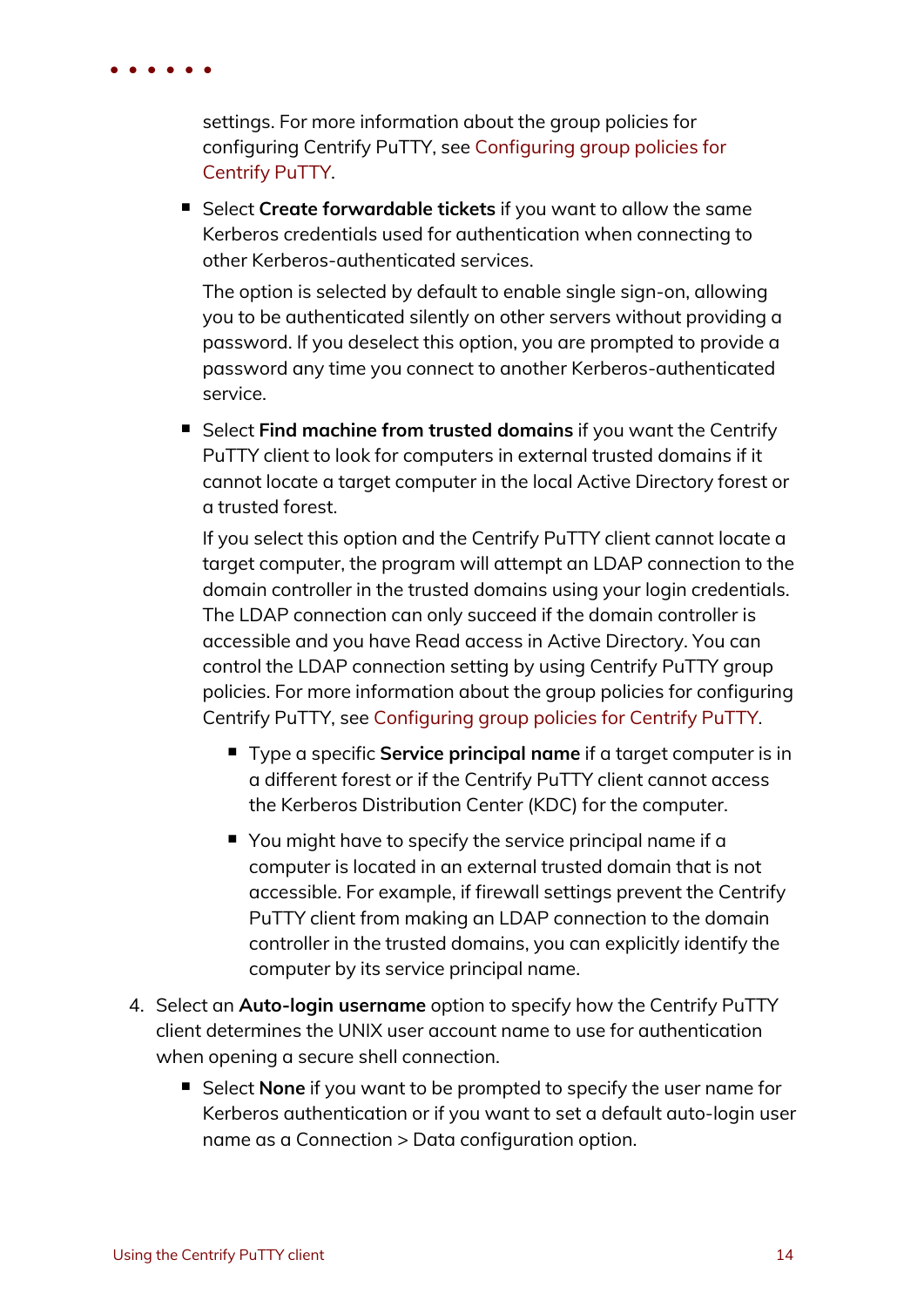settings. For more information about the group policies for configuring Centrify PuTTY, see Configuring group policies for Centrify PuTTY.

- Select **Create forwardable tickets** if you want to allow the same Kerberos credentials used for authentication when connecting to other Kerberos-authenticated services.

  The option is selected by default to enable single sign-on, allowing you to be authenticated silently on other servers without providing a password. If you deselect this option, you are prompted to provide a password any time you connect to another Kerberos-authenticated service.

- Select **Find machine from trusted domains** if you want the Centrify PuTTY client to look for computers in external trusted domains if it cannot locate a target computer in the local Active Directory forest or a trusted forest.

  If you select this option and the Centrify PuTTY client cannot locate a target computer, the program will attempt an LDAP connection to the domain controller in the trusted domains using your login credentials. The LDAP connection can only succeed if the domain controller is accessible and you have Read access in Active Directory. You can control the LDAP connection setting by using Centrify PuTTY group policies. For more information about the group policies for configuring Centrify PuTTY, see Configuring group policies for Centrify PuTTY.

  - Type a specific **Service principal name** if a target computer is in a different forest or if the Centrify PuTTY client cannot access the Kerberos Distribution Center (KDC) for the computer.
  - You might have to specify the service principal name if a computer is located in an external trusted domain that is not accessible. For example, if firewall settings prevent the Centrify PuTTY client from making an LDAP connection to the domain controller in the trusted domains, you can explicitly identify the computer by its service principal name.

4. Select an **Auto-login username** option to specify how the Centrify PuTTY client determines the UNIX user account name to use for authentication when opening a secure shell connection.

   - Select **None** if you want to be prompted to specify the user name for Kerberos authentication or if you want to set a default auto-login user name as a Connection > Data configuration option.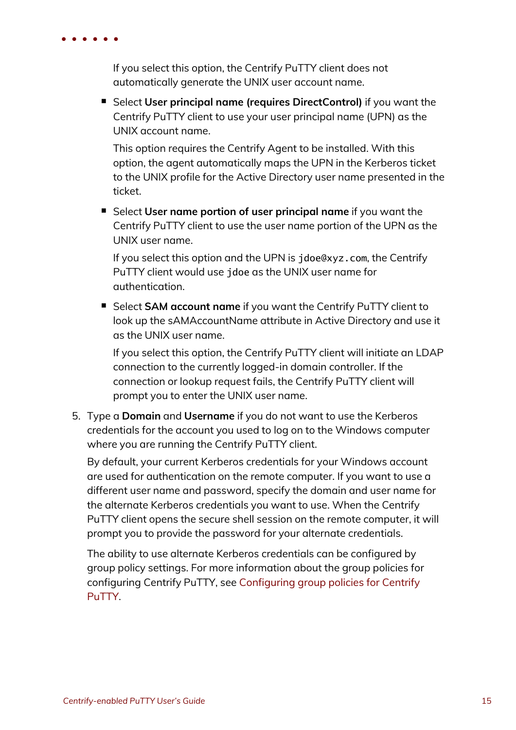If you select this option, the Centrify PuTTY client does not automatically generate the UNIX user account name.

- Select **User principal name (requires DirectControl)** if you want the Centrify PuTTY client to use your user principal name (UPN) as the UNIX account name.

  This option requires the Centrify Agent to be installed. With this option, the agent automatically maps the UPN in the Kerberos ticket to the UNIX profile for the Active Directory user name presented in the ticket.

- Select **User name portion of user principal name** if you want the Centrify PuTTY client to use the user name portion of the UPN as the UNIX user name.

  If you select this option and the UPN is `jdoe@xyz.com`, the Centrify PuTTY client would use `jdoe` as the UNIX user name for authentication.

- Select **SAM account name** if you want the Centrify PuTTY client to look up the sAMAccountName attribute in Active Directory and use it as the UNIX user name.

  If you select this option, the Centrify PuTTY client will initiate an LDAP connection to the currently logged-in domain controller. If the connection or lookup request fails, the Centrify PuTTY client will prompt you to enter the UNIX user name.

5. Type a **Domain** and **Username** if you do not want to use the Kerberos credentials for the account you used to log on to the Windows computer where you are running the Centrify PuTTY client.

   By default, your current Kerberos credentials for your Windows account are used for authentication on the remote computer. If you want to use a different user name and password, specify the domain and user name for the alternate Kerberos credentials you want to use. When the Centrify PuTTY client opens the secure shell session on the remote computer, it will prompt you to provide the password for your alternate credentials.

   The ability to use alternate Kerberos credentials can be configured by group policy settings. For more information about the group policies for configuring Centrify PuTTY, see Configuring group policies for Centrify PuTTY.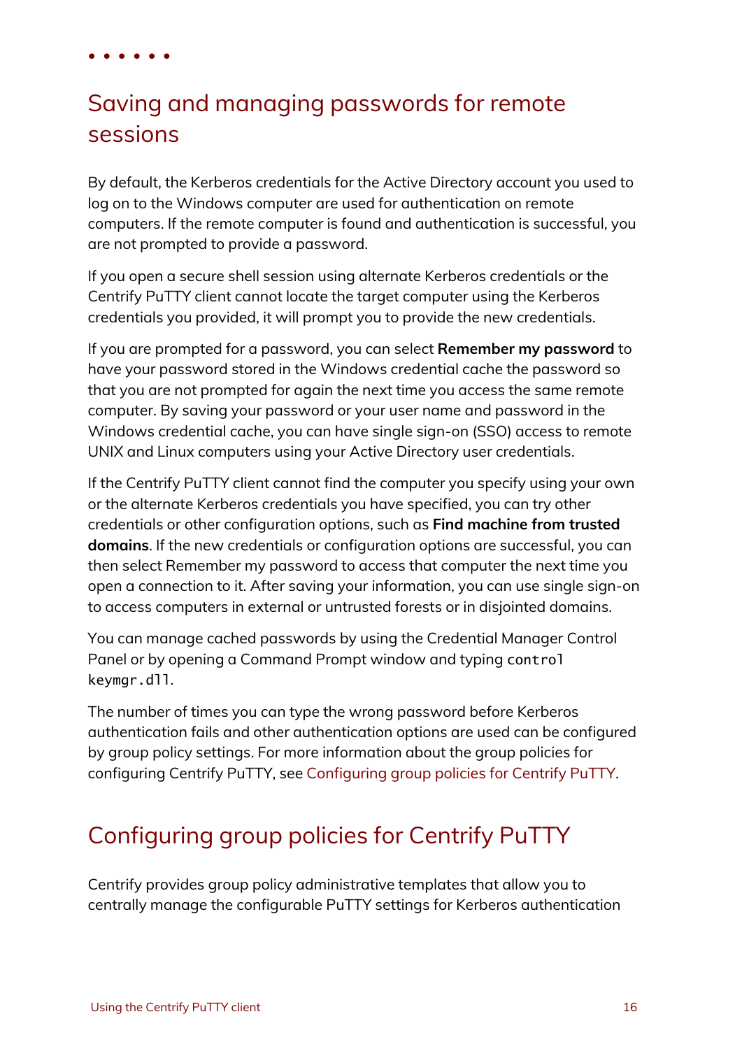## Saving and managing passwords for remote sessions

By default, the Kerberos credentials for the Active Directory account you used to log on to the Windows computer are used for authentication on remote computers. If the remote computer is found and authentication is successful, you are not prompted to provide a password.

If you open a secure shell session using alternate Kerberos credentials or the Centrify PuTTY client cannot locate the target computer using the Kerberos credentials you provided, it will prompt you to provide the new credentials.

If you are prompted for a password, you can select **Remember my password** to have your password stored in the Windows credential cache the password so that you are not prompted for again the next time you access the same remote computer. By saving your password or your user name and password in the Windows credential cache, you can have single sign-on (SSO) access to remote UNIX and Linux computers using your Active Directory user credentials.

If the Centrify PuTTY client cannot find the computer you specify using your own or the alternate Kerberos credentials you have specified, you can try other credentials or other configuration options, such as **Find machine from trusted domains**. If the new credentials or configuration options are successful, you can then select Remember my password to access that computer the next time you open a connection to it. After saving your information, you can use single sign-on to access computers in external or untrusted forests or in disjointed domains.

You can manage cached passwords by using the Credential Manager Control Panel or by opening a Command Prompt window and typing `control keymgr.dll`.

The number of times you can type the wrong password before Kerberos authentication fails and other authentication options are used can be configured by group policy settings. For more information about the group policies for configuring Centrify PuTTY, see Configuring group policies for Centrify PuTTY.

## Configuring group policies for Centrify PuTTY

Centrify provides group policy administrative templates that allow you to centrally manage the configurable PuTTY settings for Kerberos authentication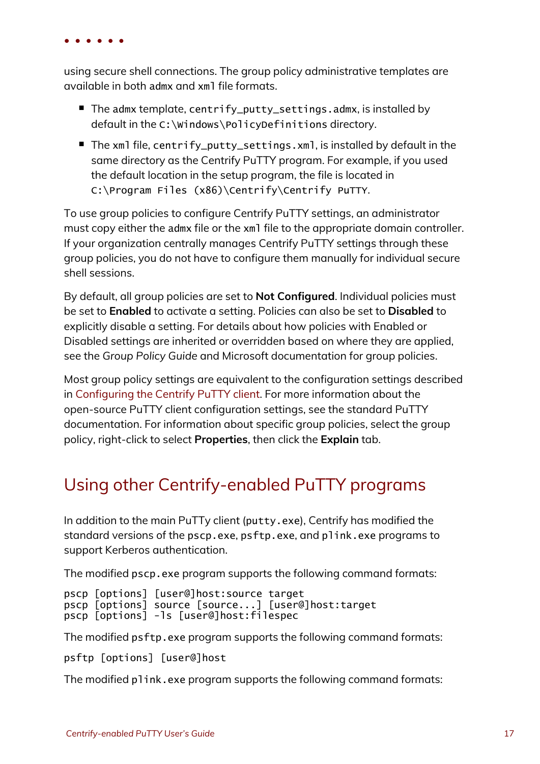using secure shell connections. The group policy administrative templates are available in both `admx` and `xml` file formats.

- The `admx` template, `centrify_putty_settings.admx`, is installed by default in the `C:\Windows\PolicyDefinitions` directory.
- The `xml` file, `centrify_putty_settings.xml`, is installed by default in the same directory as the Centrify PuTTY program. For example, if you used the default location in the setup program, the file is located in `C:\Program Files (x86)\Centrify\Centrify PuTTY`.

To use group policies to configure Centrify PuTTY settings, an administrator must copy either the `admx` file or the `xml` file to the appropriate domain controller. If your organization centrally manages Centrify PuTTY settings through these group policies, you do not have to configure them manually for individual secure shell sessions.

By default, all group policies are set to **Not Configured**. Individual policies must be set to **Enabled** to activate a setting. Policies can also be set to **Disabled** to explicitly disable a setting. For details about how policies with Enabled or Disabled settings are inherited or overridden based on where they are applied, see the *Group Policy Guide* and Microsoft documentation for group policies.

Most group policy settings are equivalent to the configuration settings described in Configuring the Centrify PuTTY client. For more information about the open-source PuTTY client configuration settings, see the standard PuTTY documentation. For information about specific group policies, select the group policy, right-click to select **Properties**, then click the **Explain** tab.

## Using other Centrify-enabled PuTTY programs

In addition to the main PuTTy client (`putty.exe`), Centrify has modified the standard versions of the `pscp.exe`, `psftp.exe`, and `plink.exe` programs to support Kerberos authentication.

The modified `pscp.exe` program supports the following command formats:

```
pscp [options] [user@]host:source target
pscp [options] source [source...] [user@]host:target
pscp [options] -ls [user@]host:filespec
```

The modified `psftp.exe` program supports the following command formats:

```
psftp [options] [user@]host
```

The modified `plink.exe` program supports the following command formats: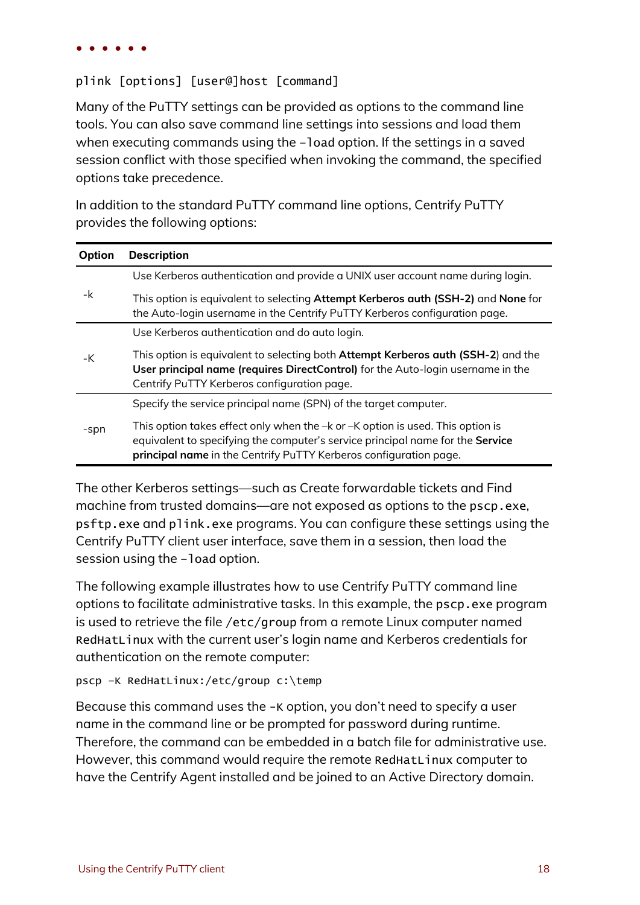```
plink [options] [user@]host [command]
```

Many of the PuTTY settings can be provided as options to the command line tools. You can also save command line settings into sessions and load them when executing commands using the `–load` option. If the settings in a saved session conflict with those specified when invoking the command, the specified options take precedence.

In addition to the standard PuTTY command line options, Centrify PuTTY provides the following options:

| Option | Description |
| --- | --- |
| -k | Use Kerberos authentication and provide a UNIX user account name during login.<br><br>This option is equivalent to selecting **Attempt Kerberos auth (SSH-2)** and **None** for the Auto-login username in the Centrify PuTTY Kerberos configuration page. |
| -K | Use Kerberos authentication and do auto login.<br><br>This option is equivalent to selecting both **Attempt Kerberos auth (SSH-2**) and the **User principal name (requires DirectControl)** for the Auto-login username in the Centrify PuTTY Kerberos configuration page. |
| -spn | Specify the service principal name (SPN) of the target computer.<br><br>This option takes effect only when the –k or –K option is used. This option is equivalent to specifying the computer's service principal name for the **Service principal name** in the Centrify PuTTY Kerberos configuration page. |

The other Kerberos settings—such as Create forwardable tickets and Find machine from trusted domains—are not exposed as options to the `pscp.exe`, `psftp.exe` and `plink.exe` programs. You can configure these settings using the Centrify PuTTY client user interface, save them in a session, then load the session using the `–load` option.

The following example illustrates how to use Centrify PuTTY command line options to facilitate administrative tasks. In this example, the `pscp.exe` program is used to retrieve the file `/etc/group` from a remote Linux computer named `RedHatLinux` with the current user's login name and Kerberos credentials for authentication on the remote computer:

```
pscp –K RedHatLinux:/etc/group c:\temp
```

Because this command uses the `-K` option, you don't need to specify a user name in the command line or be prompted for password during runtime. Therefore, the command can be embedded in a batch file for administrative use. However, this command would require the remote `RedHatLinux` computer to have the Centrify Agent installed and be joined to an Active Directory domain.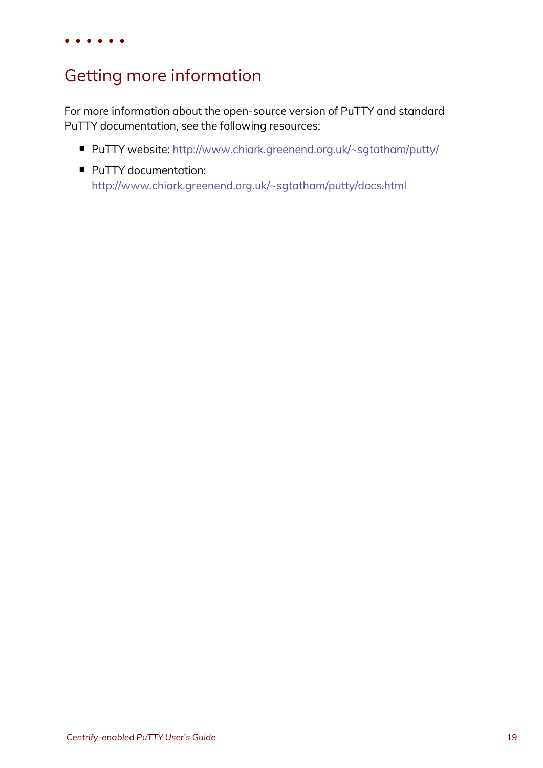## Getting more information

For more information about the open-source version of PuTTY and standard PuTTY documentation, see the following resources:

- PuTTY website: http://www.chiark.greenend.org.uk/~sgtatham/putty/
- PuTTY documentation: http://www.chiark.greenend.org.uk/~sgtatham/putty/docs.html